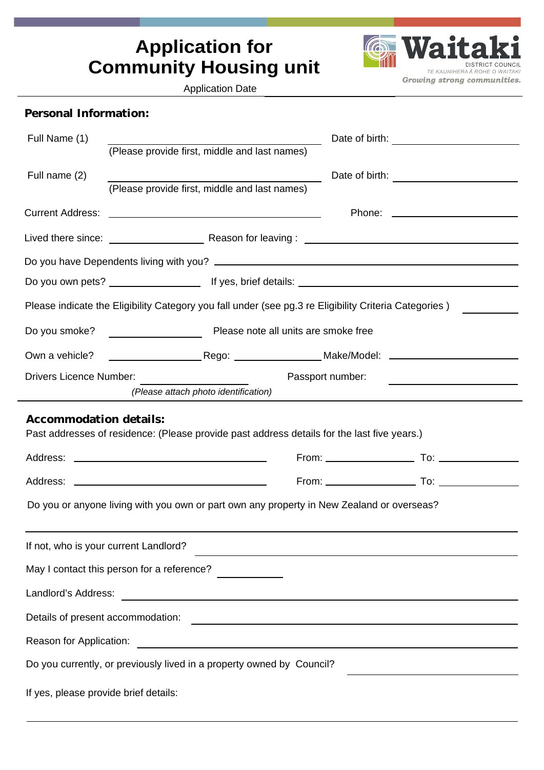# Application for Community Housing unit

Waitaki DISTRICT COUNCIL
TE KAUNIHERA Ā ROHE O WAITAKI
*Growing strong communities.*

Application Date ____________________

## Personal Information:

Full Name (1) ______________________________ Date of birth: ____________________
(Please provide first, middle and last names)

Full name (2) ______________________________ Date of birth: ____________________
(Please provide first, middle and last names)

Current Address: ______________________________ Phone: ____________________

Lived there since: ______________ Reason for leaving : ______________________________

Do you have Dependents living with you? ______________________________

Do you own pets? ______________ If yes, brief details: ______________________________

Please indicate the Eligibility Category you fall under (see pg.3 re Eligibility Criteria Categories ) __________

Do you smoke? ______________ Please note all units are smoke free

Own a vehicle? ______________ Rego: ______________ Make/Model: ____________________

Drivers Licence Number: ______________ Passport number: ____________________
*(Please attach photo identification)*

## Accommodation details:

Past addresses of residence: (Please provide past address details for the last five years.)

Address: ______________________________ From: ______________ To: ______________

Address: ______________________________ From: ______________ To: ______________

Do you or anyone living with you own or part own any property in New Zealand or overseas?

______________________________

If not, who is your current Landlord? ______________________________

May I contact this person for a reference? __________

Landlord's Address: ______________________________

Details of present accommodation: ______________________________

Reason for Application: ______________________________

Do you currently, or previously lived in a property owned by Council? ____________________

If yes, please provide brief details:

______________________________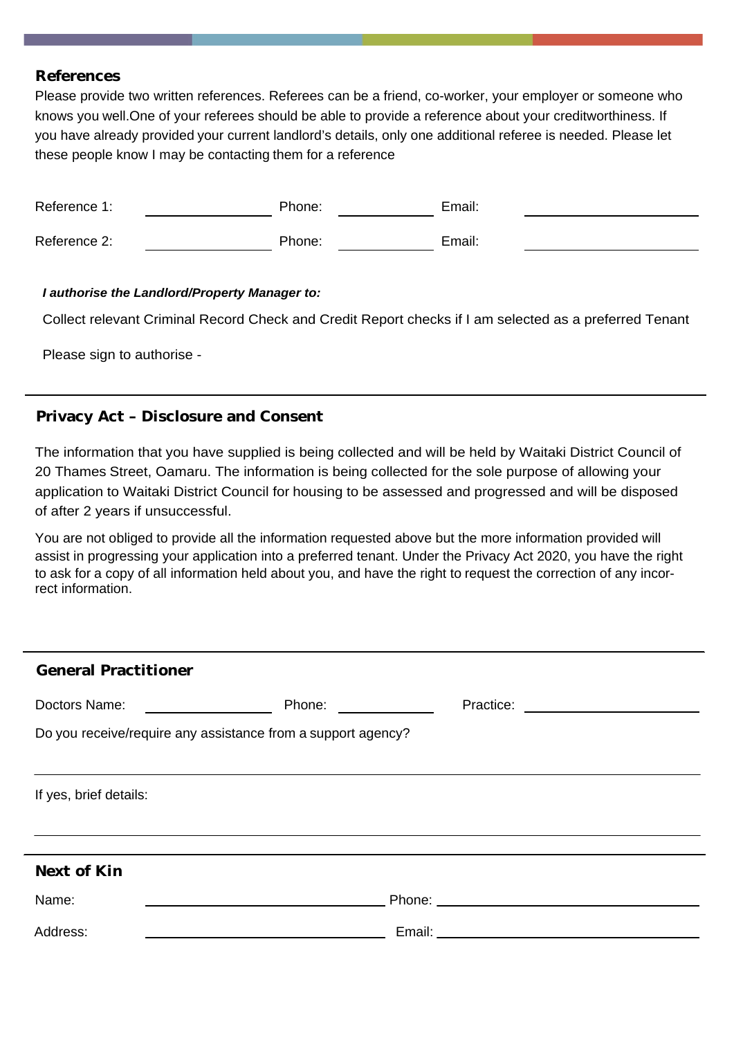## References

Please provide two written references. Referees can be a friend, co-worker, your employer or someone who knows you well.One of your referees should be able to provide a reference about your creditworthiness. If you have already provided your current landlord's details, only one additional referee is needed. Please let these people know I may be contacting them for a reference

Reference 1: ________________ Phone: ____________ Email: ______________________

Reference 2: ________________ Phone: ____________ Email: ______________________

***I authorise the Landlord/Property Manager to:***

Collect relevant Criminal Record Check and Credit Report checks if I am selected as a preferred Tenant

Please sign to authorise -

---

## Privacy Act – Disclosure and Consent

The information that you have supplied is being collected and will be held by Waitaki District Council of 20 Thames Street, Oamaru. The information is being collected for the sole purpose of allowing your application to Waitaki District Council for housing to be assessed and progressed and will be disposed of after 2 years if unsuccessful.

You are not obliged to provide all the information requested above but the more information provided will assist in progressing your application into a preferred tenant. Under the Privacy Act 2020, you have the right to ask for a copy of all information held about you, and have the right to request the correction of any incorrect information.

---

## General Practitioner

Doctors Name: ________________ Phone: ____________ Practice: ______________________

Do you receive/require any assistance from a support agency?

______________________________________________________________________________

If yes, brief details:

______________________________________________________________________________

---

## Next of Kin

Name: ______________________________ Phone: ______________________________

Address: ______________________________ Email: ______________________________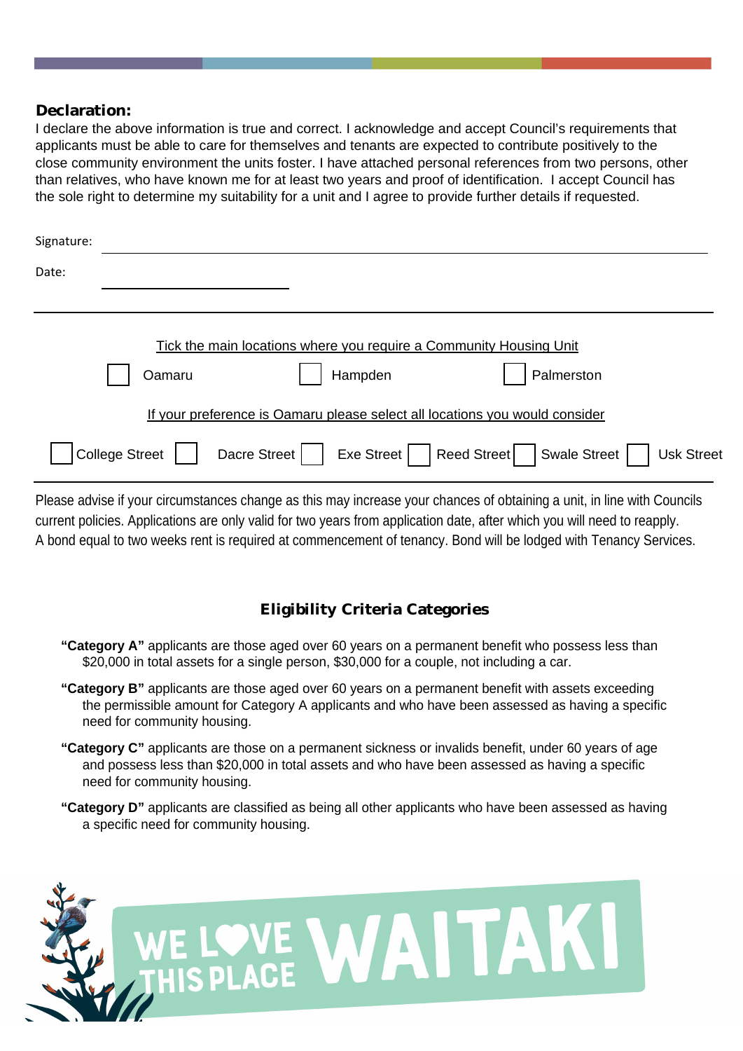**Declaration:**

I declare the above information is true and correct. I acknowledge and accept Council's requirements that applicants must be able to care for themselves and tenants are expected to contribute positively to the close community environment the units foster. I have attached personal references from two persons, other than relatives, who have known me for at least two years and proof of identification. I accept Council has the sole right to determine my suitability for a unit and I agree to provide further details if requested.

Signature: ______________________________

Date: ______________________

Tick the main locations where you require a Community Housing Unit

☐ Oamaru ☐ Hampden ☐ Palmerston

If your preference is Oamaru please select all locations you would consider

☐ College Street ☐ Dacre Street ☐ Exe Street ☐ Reed Street ☐ Swale Street ☐ Usk Street

Please advise if your circumstances change as this may increase your chances of obtaining a unit, in line with Councils current policies. Applications are only valid for two years from application date, after which you will need to reapply. A bond equal to two weeks rent is required at commencement of tenancy. Bond will be lodged with Tenancy Services.

## Eligibility Criteria Categories

**"Category A"** applicants are those aged over 60 years on a permanent benefit who possess less than $20,000 in total assets for a single person, $30,000 for a couple, not including a car.

**"Category B"** applicants are those aged over 60 years on a permanent benefit with assets exceeding the permissible amount for Category A applicants and who have been assessed as having a specific need for community housing.

**"Category C"** applicants are those on a permanent sickness or invalids benefit, under 60 years of age and possess less than $20,000 in total assets and who have been assessed as having a specific need for community housing.

**"Category D"** applicants are classified as being all other applicants who have been assessed as having a specific need for community housing.

WE LOVE THIS PLACE WAITAKI